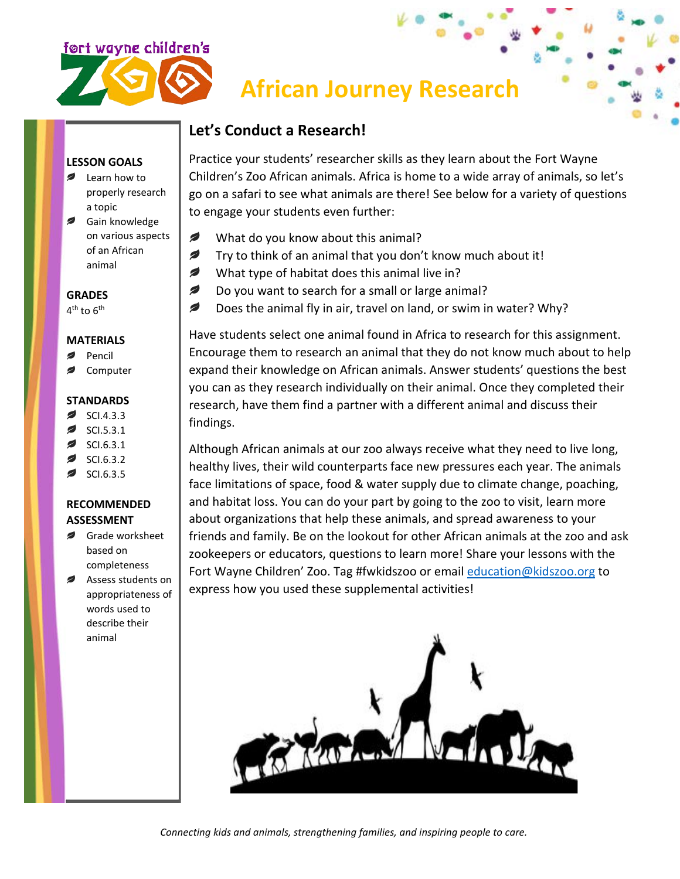# African Journey Research

**LESSON GOALS**
- Learn how to properly research a topic
- Gain knowledge on various aspects of an African animal

**GRADES**
4th to 6th

**MATERIALS**
- Pencil
- Computer

**STANDARDS**
- SCI.4.3.3
- SCI.5.3.1
- SCI.6.3.1
- SCI.6.3.2
- SCI.6.3.5

**RECOMMENDED ASSESSMENT**
- Grade worksheet based on completeness
- Assess students on appropriateness of words used to describe their animal

## Let's Conduct a Research!

Practice your students' researcher skills as they learn about the Fort Wayne Children's Zoo African animals. Africa is home to a wide array of animals, so let's go on a safari to see what animals are there! See below for a variety of questions to engage your students even further:

- What do you know about this animal?
- Try to think of an animal that you don't know much about it!
- What type of habitat does this animal live in?
- Do you want to search for a small or large animal?
- Does the animal fly in air, travel on land, or swim in water? Why?

Have students select one animal found in Africa to research for this assignment. Encourage them to research an animal that they do not know much about to help expand their knowledge on African animals. Answer students' questions the best you can as they research individually on their animal. Once they completed their research, have them find a partner with a different animal and discuss their findings.

Although African animals at our zoo always receive what they need to live long, healthy lives, their wild counterparts face new pressures each year. The animals face limitations of space, food & water supply due to climate change, poaching, and habitat loss. You can do your part by going to the zoo to visit, learn more about organizations that help these animals, and spread awareness to your friends and family. Be on the lookout for other African animals at the zoo and ask zookeepers or educators, questions to learn more! Share your lessons with the Fort Wayne Children' Zoo. Tag #fwkidszoo or email education@kidszoo.org to express how you used these supplemental activities!

*Connecting kids and animals, strengthening families, and inspiring people to care.*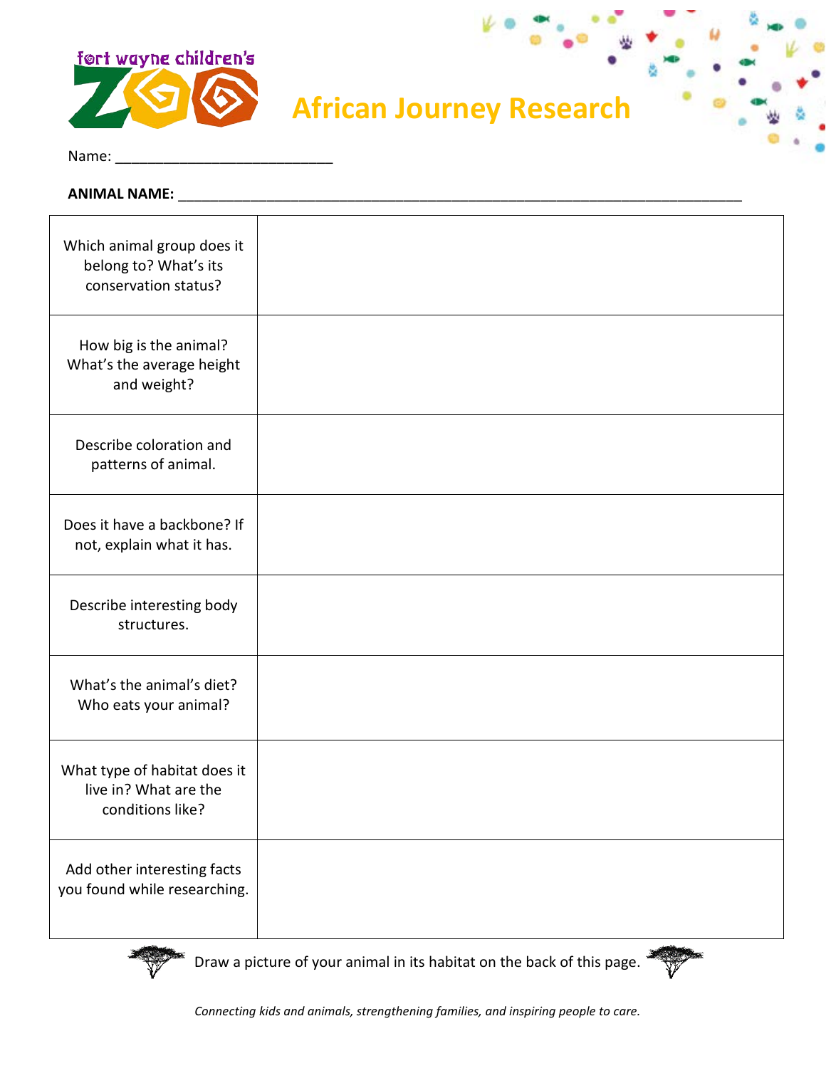fort wayne children's ZOO

# African Journey Research

Name: ___________________________

**ANIMAL NAME:** ______________________________________________________________________

| | |
|---|---|
| Which animal group does it belong to? What's its conservation status? | |
| How big is the animal? What's the average height and weight? | |
| Describe coloration and patterns of animal. | |
| Does it have a backbone? If not, explain what it has. | |
| Describe interesting body structures. | |
| What's the animal's diet? Who eats your animal? | |
| What type of habitat does it live in? What are the conditions like? | |
| Add other interesting facts you found while researching. | |

Draw a picture of your animal in its habitat on the back of this page.

*Connecting kids and animals, strengthening families, and inspiring people to care.*